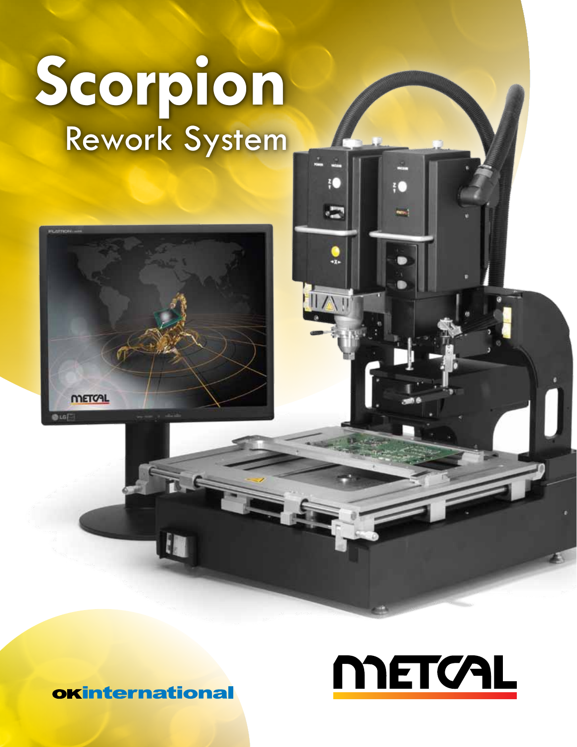# Scorpion

## Rework System

okinternational

METCAL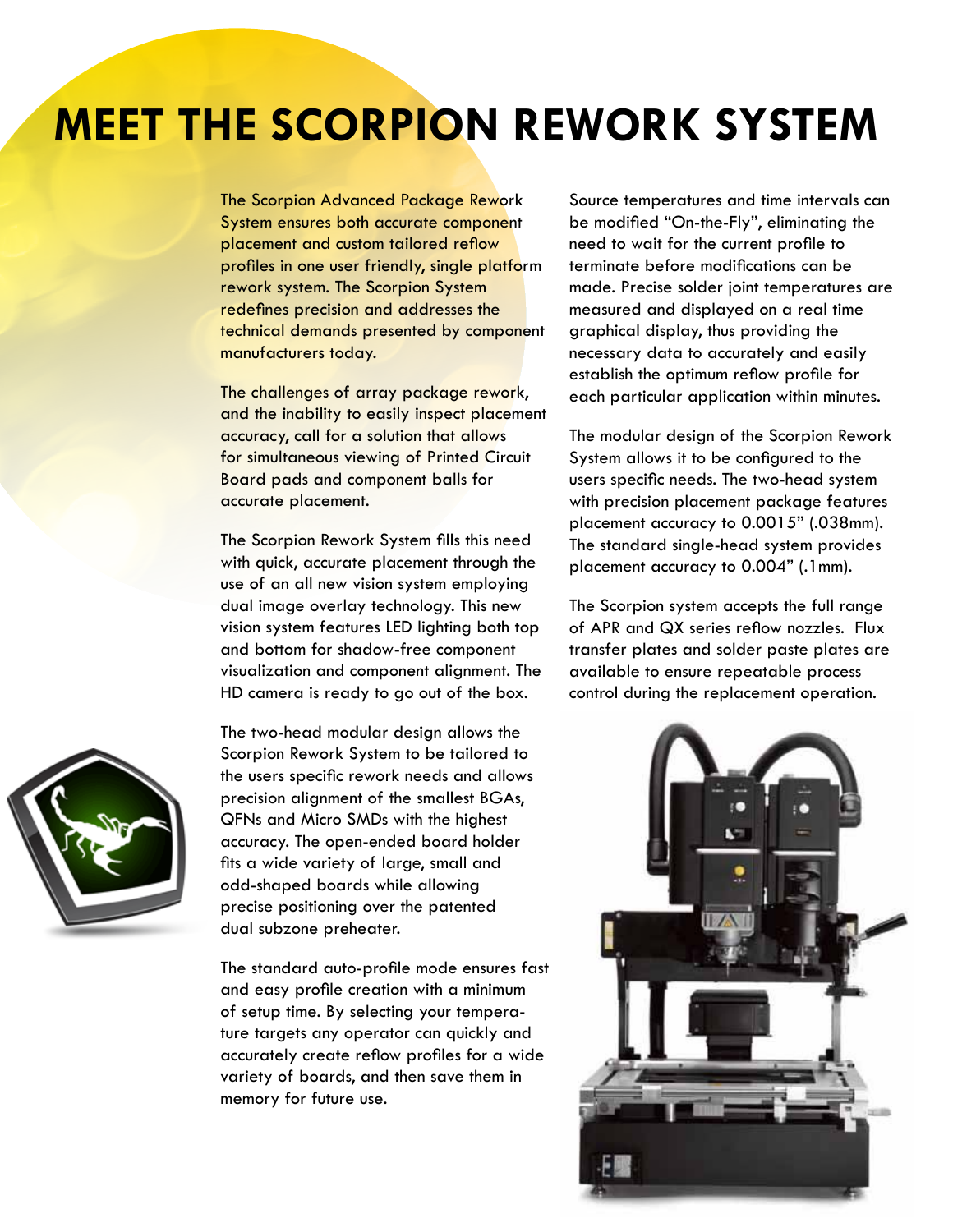# MEET THE SCORPION REWORK SYSTEM

The Scorpion Advanced Package Rework System ensures both accurate component placement and custom tailored reflow profiles in one user friendly, single platform rework system. The Scorpion System redefines precision and addresses the technical demands presented by component manufacturers today.

The challenges of array package rework, and the inability to easily inspect placement accuracy, call for a solution that allows for simultaneous viewing of Printed Circuit Board pads and component balls for accurate placement.

The Scorpion Rework System fills this need with quick, accurate placement through the use of an all new vision system employing dual image overlay technology. This new vision system features LED lighting both top and bottom for shadow-free component visualization and component alignment. The HD camera is ready to go out of the box.

The two-head modular design allows the Scorpion Rework System to be tailored to the users specific rework needs and allows precision alignment of the smallest BGAs, QFNs and Micro SMDs with the highest accuracy. The open-ended board holder fits a wide variety of large, small and odd-shaped boards while allowing precise positioning over the patented dual subzone preheater.

The standard auto-profile mode ensures fast and easy profile creation with a minimum of setup time. By selecting your temperature targets any operator can quickly and accurately create reflow profiles for a wide variety of boards, and then save them in memory for future use.

Source temperatures and time intervals can be modified "On-the-Fly", eliminating the need to wait for the current profile to terminate before modifications can be made. Precise solder joint temperatures are measured and displayed on a real time graphical display, thus providing the necessary data to accurately and easily establish the optimum reflow profile for each particular application within minutes.

The modular design of the Scorpion Rework System allows it to be configured to the users specific needs. The two-head system with precision placement package features placement accuracy to 0.0015" (.038mm). The standard single-head system provides placement accuracy to 0.004" (.1mm).

The Scorpion system accepts the full range of APR and QX series reflow nozzles. Flux transfer plates and solder paste plates are available to ensure repeatable process control during the replacement operation.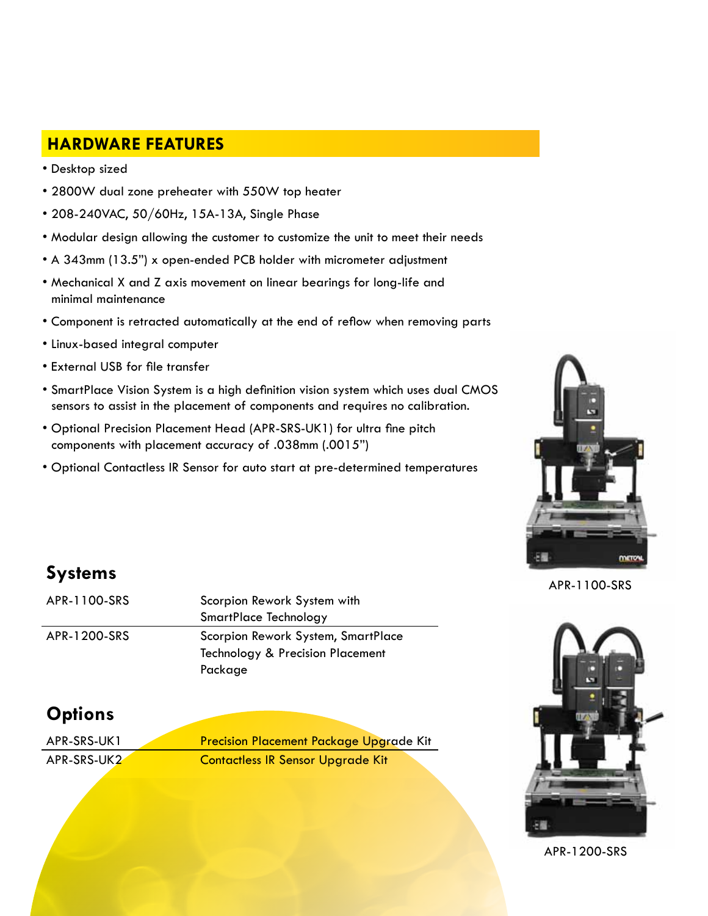## HARDWARE FEATURES

- Desktop sized
- 2800W dual zone preheater with 550W top heater
- 208-240VAC, 50/60Hz, 15A-13A, Single Phase
- Modular design allowing the customer to customize the unit to meet their needs
- A 343mm (13.5") x open-ended PCB holder with micrometer adjustment
- Mechanical X and Z axis movement on linear bearings for long-life and minimal maintenance
- Component is retracted automatically at the end of reflow when removing parts
- Linux-based integral computer
- External USB for file transfer
- SmartPlace Vision System is a high definition vision system which uses dual CMOS sensors to assist in the placement of components and requires no calibration.
- Optional Precision Placement Head (APR-SRS-UK1) for ultra fine pitch components with placement accuracy of .038mm (.0015")
- Optional Contactless IR Sensor for auto start at pre-determined temperatures

APR-1100-SRS

## Systems

| | |
|---|---|
| APR-1100-SRS | Scorpion Rework System with SmartPlace Technology |
| APR-1200-SRS | Scorpion Rework System, SmartPlace Technology & Precision Placement Package |

## Options

| | |
|---|---|
| APR-SRS-UK1 | Precision Placement Package Upgrade Kit |
| APR-SRS-UK2 | Contactless IR Sensor Upgrade Kit |

APR-1200-SRS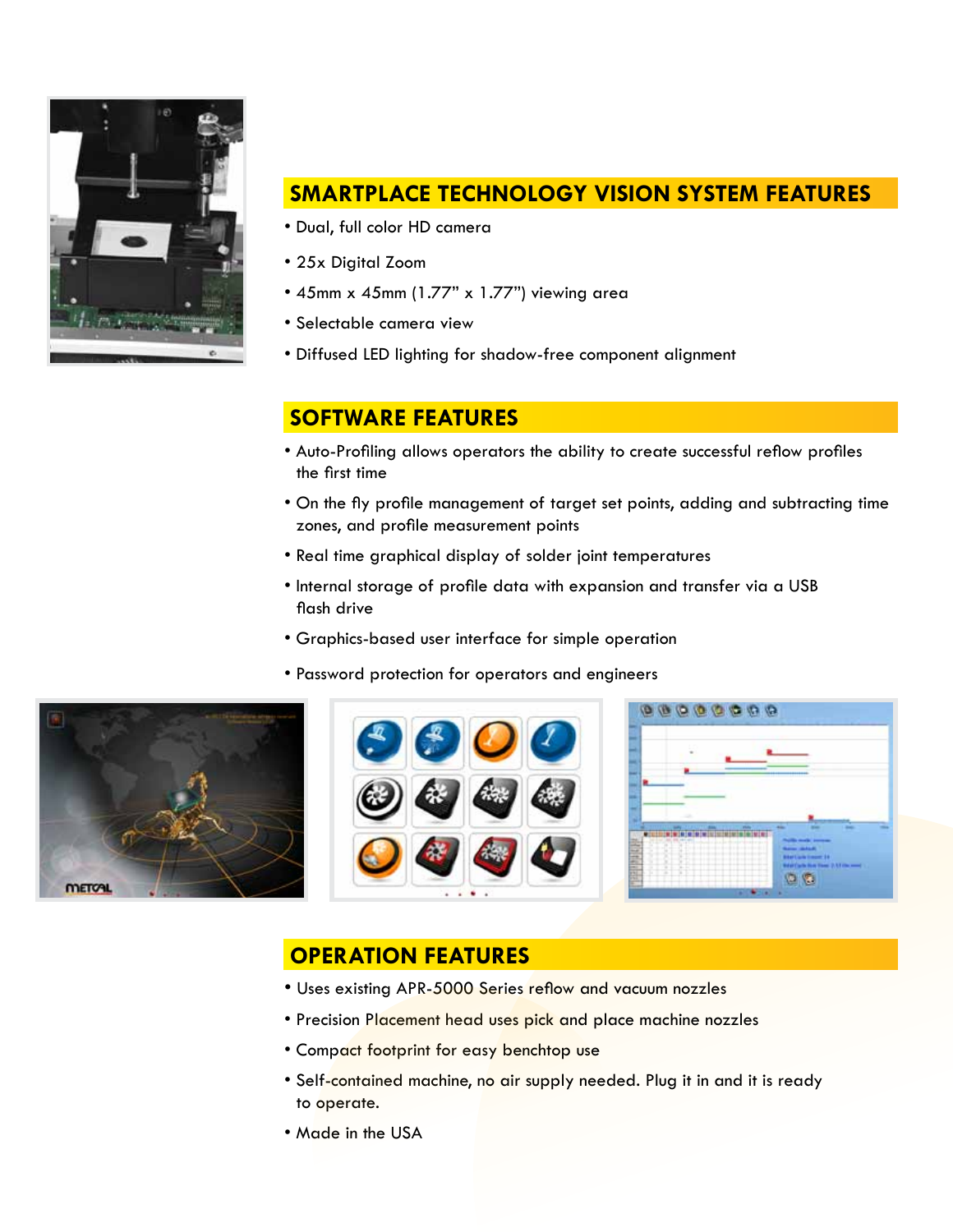## SMARTPLACE TECHNOLOGY VISION SYSTEM FEATURES

- Dual, full color HD camera
- 25x Digital Zoom
- 45mm x 45mm (1.77" x 1.77") viewing area
- Selectable camera view
- Diffused LED lighting for shadow-free component alignment

## SOFTWARE FEATURES

- Auto-Profiling allows operators the ability to create successful reflow profiles the first time
- On the fly profile management of target set points, adding and subtracting time zones, and profile measurement points
- Real time graphical display of solder joint temperatures
- Internal storage of profile data with expansion and transfer via a USB flash drive
- Graphics-based user interface for simple operation
- Password protection for operators and engineers

## OPERATION FEATURES

- Uses existing APR-5000 Series reflow and vacuum nozzles
- Precision Placement head uses pick and place machine nozzles
- Compact footprint for easy benchtop use
- Self-contained machine, no air supply needed. Plug it in and it is ready to operate.
- Made in the USA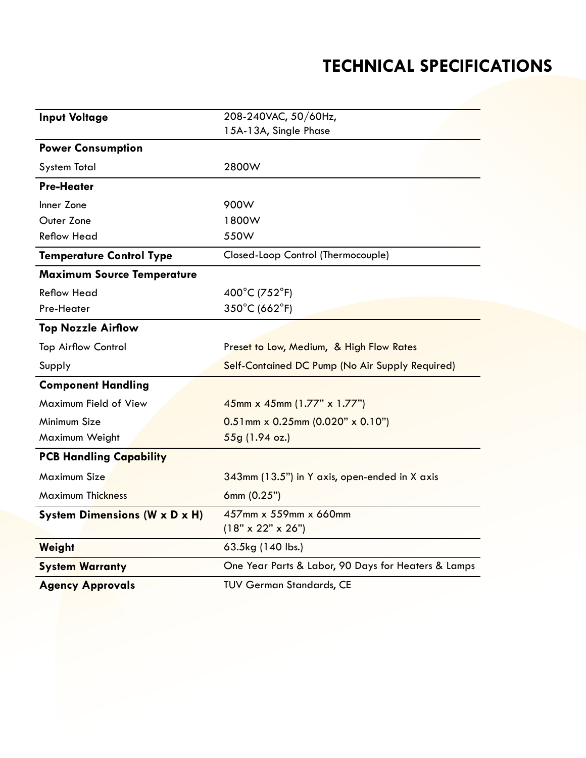## TECHNICAL SPECIFICATIONS

| | |
|---|---|
| **Input Voltage** | 208-240VAC, 50/60Hz, 15A-13A, Single Phase |
| **Power Consumption** | |
| System Total | 2800W |
| **Pre-Heater** | |
| Inner Zone | 900W |
| Outer Zone | 1800W |
| Reflow Head | 550W |
| **Temperature Control Type** | Closed-Loop Control (Thermocouple) |
| **Maximum Source Temperature** | |
| Reflow Head | 400°C (752°F) |
| Pre-Heater | 350°C (662°F) |
| **Top Nozzle Airflow** | |
| Top Airflow Control | Preset to Low, Medium, & High Flow Rates |
| Supply | Self-Contained DC Pump (No Air Supply Required) |
| **Component Handling** | |
| Maximum Field of View | 45mm x 45mm (1.77" x 1.77") |
| Minimum Size | 0.51mm x 0.25mm (0.020" x 0.10") |
| Maximum Weight | 55g (1.94 oz.) |
| **PCB Handling Capability** | |
| Maximum Size | 343mm (13.5") in Y axis, open-ended in X axis |
| Maximum Thickness | 6mm (0.25") |
| **System Dimensions (W x D x H)** | 457mm x 559mm x 660mm (18" x 22" x 26") |
| **Weight** | 63.5kg (140 lbs.) |
| **System Warranty** | One Year Parts & Labor, 90 Days for Heaters & Lamps |
| **Agency Approvals** | TUV German Standards, CE |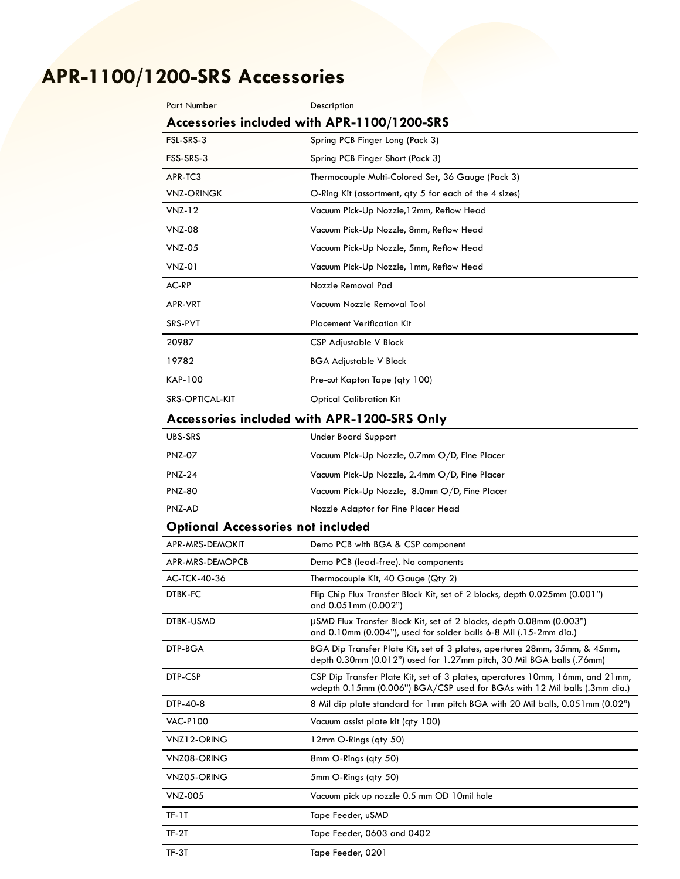# APR-1100/1200-SRS Accessories

| Part Number | Description |
|---|---|
| **Accessories included with APR-1100/1200-SRS** | |
| FSL-SRS-3 | Spring PCB Finger Long (Pack 3) |
| FSS-SRS-3 | Spring PCB Finger Short (Pack 3) |
| APR-TC3 | Thermocouple Multi-Colored Set, 36 Gauge (Pack 3) |
| VNZ-ORINGK | O-Ring Kit (assortment, qty 5 for each of the 4 sizes) |
| VNZ-12 | Vacuum Pick-Up Nozzle,12mm, Reflow Head |
| VNZ-08 | Vacuum Pick-Up Nozzle, 8mm, Reflow Head |
| VNZ-05 | Vacuum Pick-Up Nozzle, 5mm, Reflow Head |
| VNZ-01 | Vacuum Pick-Up Nozzle, 1mm, Reflow Head |
| AC-RP | Nozzle Removal Pad |
| APR-VRT | Vacuum Nozzle Removal Tool |
| SRS-PVT | Placement Verification Kit |
| 20987 | CSP Adjustable V Block |
| 19782 | BGA Adjustable V Block |
| KAP-100 | Pre-cut Kapton Tape (qty 100) |
| SRS-OPTICAL-KIT | Optical Calibration Kit |
| **Accessories included with APR-1200-SRS Only** | |
| UBS-SRS | Under Board Support |
| PNZ-07 | Vacuum Pick-Up Nozzle, 0.7mm O/D, Fine Placer |
| PNZ-24 | Vacuum Pick-Up Nozzle, 2.4mm O/D, Fine Placer |
| PNZ-80 | Vacuum Pick-Up Nozzle, 8.0mm O/D, Fine Placer |
| PNZ-AD | Nozzle Adaptor for Fine Placer Head |
| **Optional Accessories not included** | |
| APR-MRS-DEMOKIT | Demo PCB with BGA & CSP component |
| APR-MRS-DEMOPCB | Demo PCB (lead-free). No components |
| AC-TCK-40-36 | Thermocouple Kit, 40 Gauge (Qty 2) |
| DTBK-FC | Flip Chip Flux Transfer Block Kit, set of 2 blocks, depth 0.025mm (0.001") and 0.051mm (0.002") |
| DTBK-USMD | µSMD Flux Transfer Block Kit, set of 2 blocks, depth 0.08mm (0.003") and 0.10mm (0.004"), used for solder balls 6-8 Mil (.15-2mm dia.) |
| DTP-BGA | BGA Dip Transfer Plate Kit, set of 3 plates, apertures 28mm, 35mm, & 45mm, depth 0.30mm (0.012") used for 1.27mm pitch, 30 Mil BGA balls (.76mm) |
| DTP-CSP | CSP Dip Transfer Plate Kit, set of 3 plates, aperatures 10mm, 16mm, and 21mm, wdepth 0.15mm (0.006") BGA/CSP used for BGAs with 12 Mil balls (.3mm dia.) |
| DTP-40-8 | 8 Mil dip plate standard for 1mm pitch BGA with 20 Mil balls, 0.051mm (0.02") |
| VAC-P100 | Vacuum assist plate kit (qty 100) |
| VNZ12-ORING | 12mm O-Rings (qty 50) |
| VNZ08-ORING | 8mm O-Rings (qty 50) |
| VNZ05-ORING | 5mm O-Rings (qty 50) |
| VNZ-005 | Vacuum pick up nozzle 0.5 mm OD 10mil hole |
| TF-1T | Tape Feeder, uSMD |
| TF-2T | Tape Feeder, 0603 and 0402 |
| TF-3T | Tape Feeder, 0201 |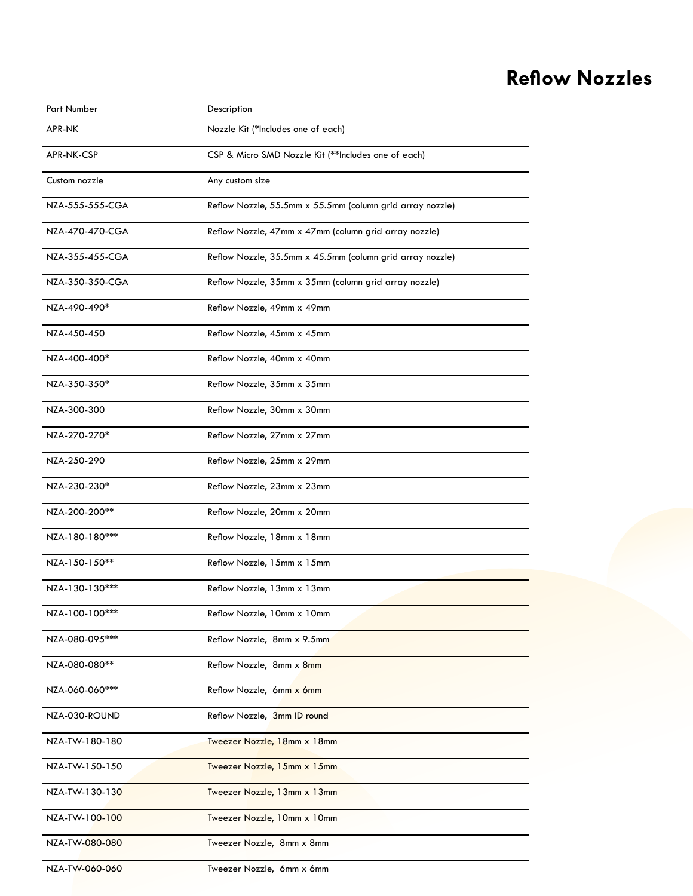# Reflow Nozzles

| Part Number | Description |
| --- | --- |
| APR-NK | Nozzle Kit (*Includes one of each) |
| APR-NK-CSP | CSP & Micro SMD Nozzle Kit (**Includes one of each) |
| Custom nozzle | Any custom size |
| NZA-555-555-CGA | Reflow Nozzle, 55.5mm x 55.5mm (column grid array nozzle) |
| NZA-470-470-CGA | Reflow Nozzle, 47mm x 47mm (column grid array nozzle) |
| NZA-355-455-CGA | Reflow Nozzle, 35.5mm x 45.5mm (column grid array nozzle) |
| NZA-350-350-CGA | Reflow Nozzle, 35mm x 35mm (column grid array nozzle) |
| NZA-490-490* | Reflow Nozzle, 49mm x 49mm |
| NZA-450-450 | Reflow Nozzle, 45mm x 45mm |
| NZA-400-400* | Reflow Nozzle, 40mm x 40mm |
| NZA-350-350* | Reflow Nozzle, 35mm x 35mm |
| NZA-300-300 | Reflow Nozzle, 30mm x 30mm |
| NZA-270-270* | Reflow Nozzle, 27mm x 27mm |
| NZA-250-290 | Reflow Nozzle, 25mm x 29mm |
| NZA-230-230* | Reflow Nozzle, 23mm x 23mm |
| NZA-200-200** | Reflow Nozzle, 20mm x 20mm |
| NZA-180-180*** | Reflow Nozzle, 18mm x 18mm |
| NZA-150-150** | Reflow Nozzle, 15mm x 15mm |
| NZA-130-130*** | Reflow Nozzle, 13mm x 13mm |
| NZA-100-100*** | Reflow Nozzle, 10mm x 10mm |
| NZA-080-095*** | Reflow Nozzle, 8mm x 9.5mm |
| NZA-080-080** | Reflow Nozzle, 8mm x 8mm |
| NZA-060-060*** | Reflow Nozzle, 6mm x 6mm |
| NZA-030-ROUND | Reflow Nozzle, 3mm ID round |
| NZA-TW-180-180 | Tweezer Nozzle, 18mm x 18mm |
| NZA-TW-150-150 | Tweezer Nozzle, 15mm x 15mm |
| NZA-TW-130-130 | Tweezer Nozzle, 13mm x 13mm |
| NZA-TW-100-100 | Tweezer Nozzle, 10mm x 10mm |
| NZA-TW-080-080 | Tweezer Nozzle, 8mm x 8mm |
| NZA-TW-060-060 | Tweezer Nozzle, 6mm x 6mm |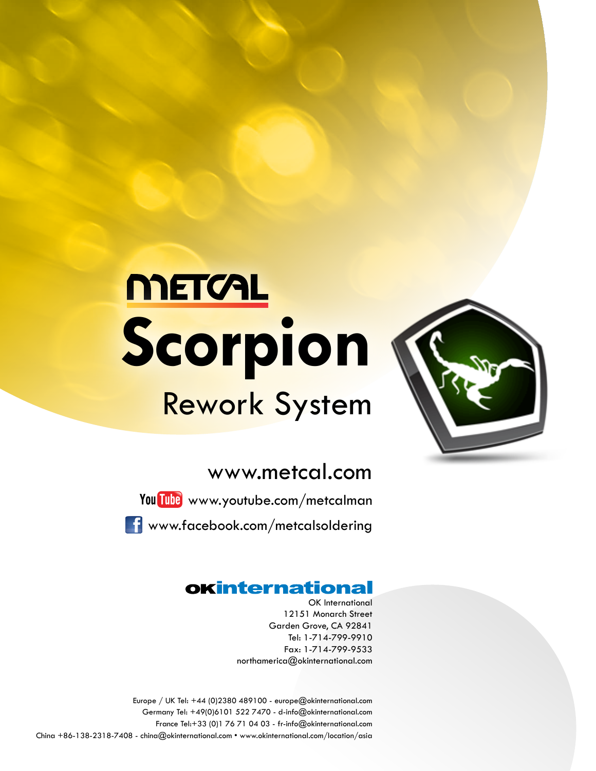# METCAL

# Scorpion

## Rework System

www.metcal.com

YouTube www.youtube.com/metcalman

www.facebook.com/metcalsoldering

**okinternational**

OK International
12151 Monarch Street
Garden Grove, CA 92841
Tel: 1-714-799-9910
Fax: 1-714-799-9533
northamerica@okinternational.com

Europe / UK Tel: +44 (0)2380 489100 - europe@okinternational.com
Germany Tel: +49(0)6101 522 7470 - d-info@okinternational.com
France Tel:+33 (0)1 76 71 04 03 - fr-info@okinternational.com
China +86-138-2318-7408 - china@okinternational.com • www.okinternational.com/location/asia